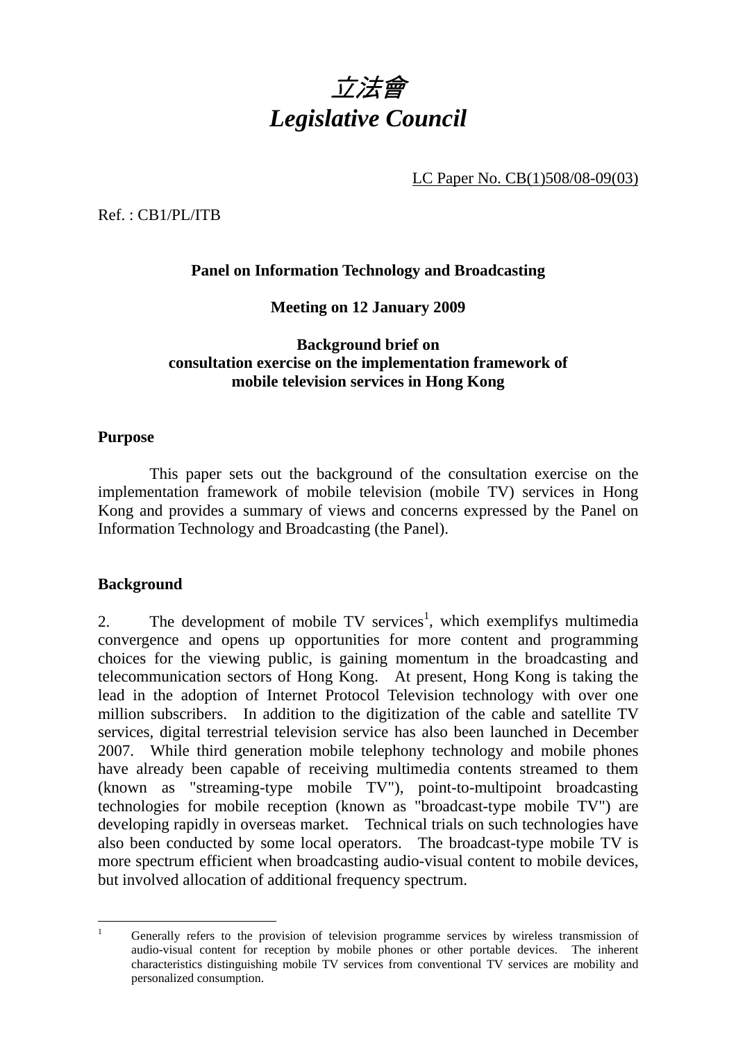# *立法會*
# *Legislative Council*

LC Paper No. CB(1)508/08-09(03)

Ref. : CB1/PL/ITB

**Panel on Information Technology and Broadcasting**

**Meeting on 12 January 2009**

**Background brief on consultation exercise on the implementation framework of mobile television services in Hong Kong**

## Purpose

This paper sets out the background of the consultation exercise on the implementation framework of mobile television (mobile TV) services in Hong Kong and provides a summary of views and concerns expressed by the Panel on Information Technology and Broadcasting (the Panel).

## Background

2. The development of mobile TV services[1], which exemplifys multimedia convergence and opens up opportunities for more content and programming choices for the viewing public, is gaining momentum in the broadcasting and telecommunication sectors of Hong Kong. At present, Hong Kong is taking the lead in the adoption of Internet Protocol Television technology with over one million subscribers. In addition to the digitization of the cable and satellite TV services, digital terrestrial television service has also been launched in December 2007. While third generation mobile telephony technology and mobile phones have already been capable of receiving multimedia contents streamed to them (known as "streaming-type mobile TV"), point-to-multipoint broadcasting technologies for mobile reception (known as "broadcast-type mobile TV") are developing rapidly in overseas market. Technical trials on such technologies have also been conducted by some local operators. The broadcast-type mobile TV is more spectrum efficient when broadcasting audio-visual content to mobile devices, but involved allocation of additional frequency spectrum.

---

[1] Generally refers to the provision of television programme services by wireless transmission of audio-visual content for reception by mobile phones or other portable devices. The inherent characteristics distinguishing mobile TV services from conventional TV services are mobility and personalized consumption.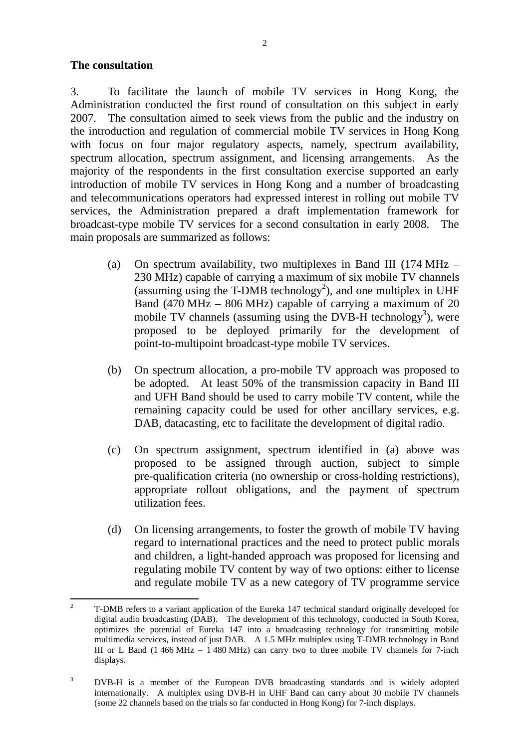**The consultation**

3. To facilitate the launch of mobile TV services in Hong Kong, the Administration conducted the first round of consultation on this subject in early 2007. The consultation aimed to seek views from the public and the industry on the introduction and regulation of commercial mobile TV services in Hong Kong with focus on four major regulatory aspects, namely, spectrum availability, spectrum allocation, spectrum assignment, and licensing arrangements. As the majority of the respondents in the first consultation exercise supported an early introduction of mobile TV services in Hong Kong and a number of broadcasting and telecommunications operators had expressed interest in rolling out mobile TV services, the Administration prepared a draft implementation framework for broadcast-type mobile TV services for a second consultation in early 2008. The main proposals are summarized as follows:

(a) On spectrum availability, two multiplexes in Band III (174 MHz – 230 MHz) capable of carrying a maximum of six mobile TV channels (assuming using the T-DMB technology[2]), and one multiplex in UHF Band (470 MHz – 806 MHz) capable of carrying a maximum of 20 mobile TV channels (assuming using the DVB-H technology[3]), were proposed to be deployed primarily for the development of point-to-multipoint broadcast-type mobile TV services.

(b) On spectrum allocation, a pro-mobile TV approach was proposed to be adopted. At least 50% of the transmission capacity in Band III and UFH Band should be used to carry mobile TV content, while the remaining capacity could be used for other ancillary services, e.g. DAB, datacasting, etc to facilitate the development of digital radio.

(c) On spectrum assignment, spectrum identified in (a) above was proposed to be assigned through auction, subject to simple pre-qualification criteria (no ownership or cross-holding restrictions), appropriate rollout obligations, and the payment of spectrum utilization fees.

(d) On licensing arrangements, to foster the growth of mobile TV having regard to international practices and the need to protect public morals and children, a light-handed approach was proposed for licensing and regulating mobile TV content by way of two options: either to license and regulate mobile TV as a new category of TV programme service

---

[2] T-DMB refers to a variant application of the Eureka 147 technical standard originally developed for digital audio broadcasting (DAB). The development of this technology, conducted in South Korea, optimizes the potential of Eureka 147 into a broadcasting technology for transmitting mobile multimedia services, instead of just DAB. A 1.5 MHz multiplex using T-DMB technology in Band III or L Band (1 466 MHz – 1 480 MHz) can carry two to three mobile TV channels for 7-inch displays.

[3] DVB-H is a member of the European DVB broadcasting standards and is widely adopted internationally. A multiplex using DVB-H in UHF Band can carry about 30 mobile TV channels (some 22 channels based on the trials so far conducted in Hong Kong) for 7-inch displays.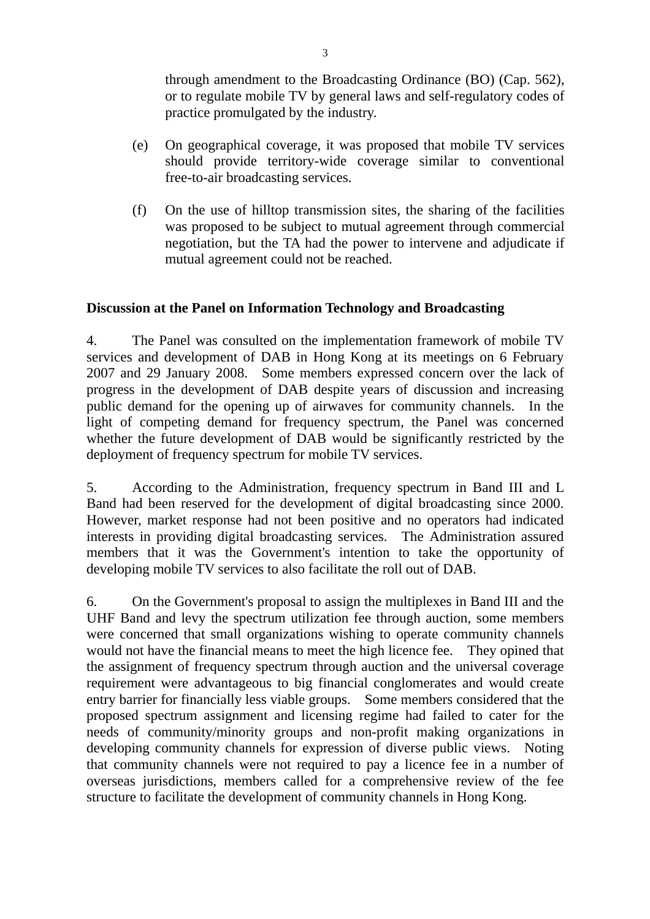through amendment to the Broadcasting Ordinance (BO) (Cap. 562), or to regulate mobile TV by general laws and self-regulatory codes of practice promulgated by the industry.

(e) On geographical coverage, it was proposed that mobile TV services should provide territory-wide coverage similar to conventional free-to-air broadcasting services.

(f) On the use of hilltop transmission sites, the sharing of the facilities was proposed to be subject to mutual agreement through commercial negotiation, but the TA had the power to intervene and adjudicate if mutual agreement could not be reached.

**Discussion at the Panel on Information Technology and Broadcasting**

4. The Panel was consulted on the implementation framework of mobile TV services and development of DAB in Hong Kong at its meetings on 6 February 2007 and 29 January 2008. Some members expressed concern over the lack of progress in the development of DAB despite years of discussion and increasing public demand for the opening up of airwaves for community channels. In the light of competing demand for frequency spectrum, the Panel was concerned whether the future development of DAB would be significantly restricted by the deployment of frequency spectrum for mobile TV services.

5. According to the Administration, frequency spectrum in Band III and L Band had been reserved for the development of digital broadcasting since 2000. However, market response had not been positive and no operators had indicated interests in providing digital broadcasting services. The Administration assured members that it was the Government's intention to take the opportunity of developing mobile TV services to also facilitate the roll out of DAB.

6. On the Government's proposal to assign the multiplexes in Band III and the UHF Band and levy the spectrum utilization fee through auction, some members were concerned that small organizations wishing to operate community channels would not have the financial means to meet the high licence fee. They opined that the assignment of frequency spectrum through auction and the universal coverage requirement were advantageous to big financial conglomerates and would create entry barrier for financially less viable groups. Some members considered that the proposed spectrum assignment and licensing regime had failed to cater for the needs of community/minority groups and non-profit making organizations in developing community channels for expression of diverse public views. Noting that community channels were not required to pay a licence fee in a number of overseas jurisdictions, members called for a comprehensive review of the fee structure to facilitate the development of community channels in Hong Kong.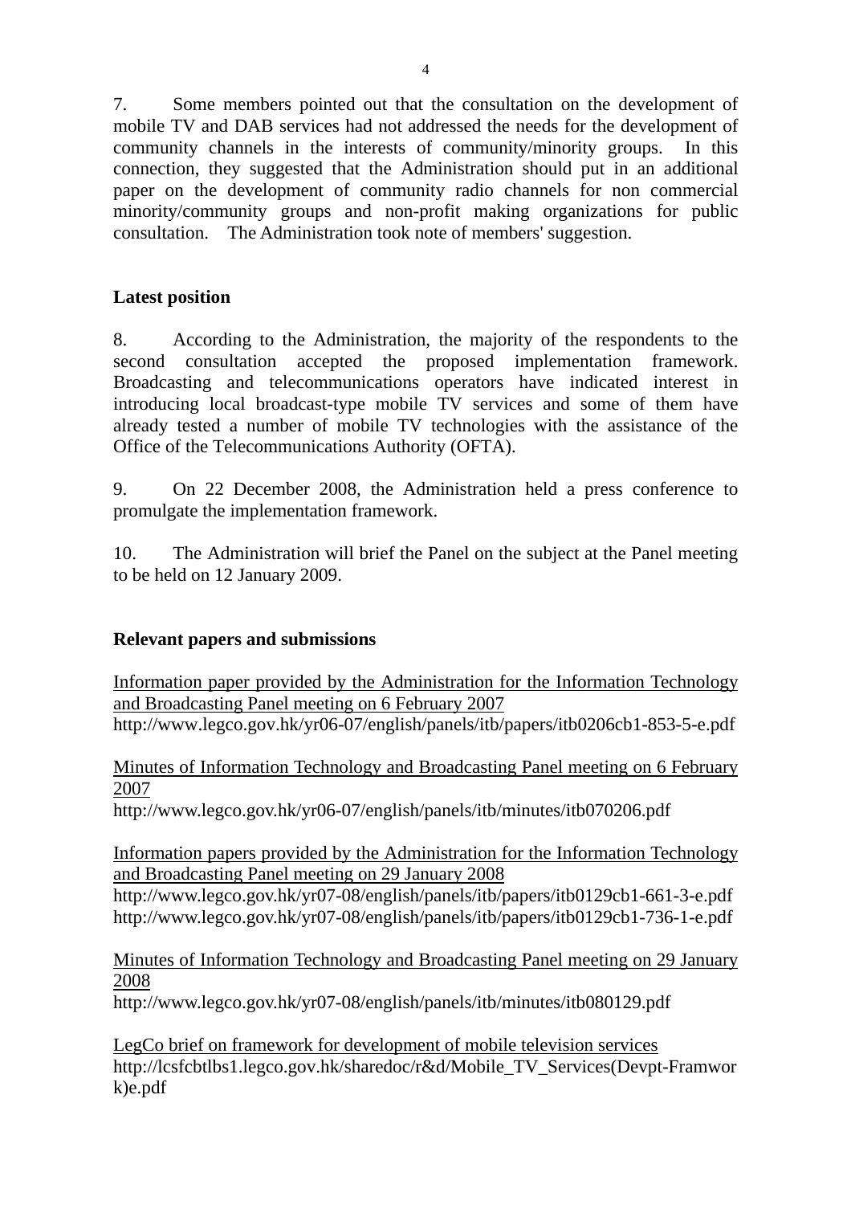7. Some members pointed out that the consultation on the development of mobile TV and DAB services had not addressed the needs for the development of community channels in the interests of community/minority groups. In this connection, they suggested that the Administration should put in an additional paper on the development of community radio channels for non commercial minority/community groups and non-profit making organizations for public consultation. The Administration took note of members' suggestion.

**Latest position**

8. According to the Administration, the majority of the respondents to the second consultation accepted the proposed implementation framework. Broadcasting and telecommunications operators have indicated interest in introducing local broadcast-type mobile TV services and some of them have already tested a number of mobile TV technologies with the assistance of the Office of the Telecommunications Authority (OFTA).

9. On 22 December 2008, the Administration held a press conference to promulgate the implementation framework.

10. The Administration will brief the Panel on the subject at the Panel meeting to be held on 12 January 2009.

**Relevant papers and submissions**

Information paper provided by the Administration for the Information Technology and Broadcasting Panel meeting on 6 February 2007
http://www.legco.gov.hk/yr06-07/english/panels/itb/papers/itb0206cb1-853-5-e.pdf

Minutes of Information Technology and Broadcasting Panel meeting on 6 February 2007
http://www.legco.gov.hk/yr06-07/english/panels/itb/minutes/itb070206.pdf

Information papers provided by the Administration for the Information Technology and Broadcasting Panel meeting on 29 January 2008
http://www.legco.gov.hk/yr07-08/english/panels/itb/papers/itb0129cb1-661-3-e.pdf
http://www.legco.gov.hk/yr07-08/english/panels/itb/papers/itb0129cb1-736-1-e.pdf

Minutes of Information Technology and Broadcasting Panel meeting on 29 January 2008
http://www.legco.gov.hk/yr07-08/english/panels/itb/minutes/itb080129.pdf

LegCo brief on framework for development of mobile television services
http://lcsfcbtlbs1.legco.gov.hk/sharedoc/r&d/Mobile_TV_Services(Devpt-Framwork)e.pdf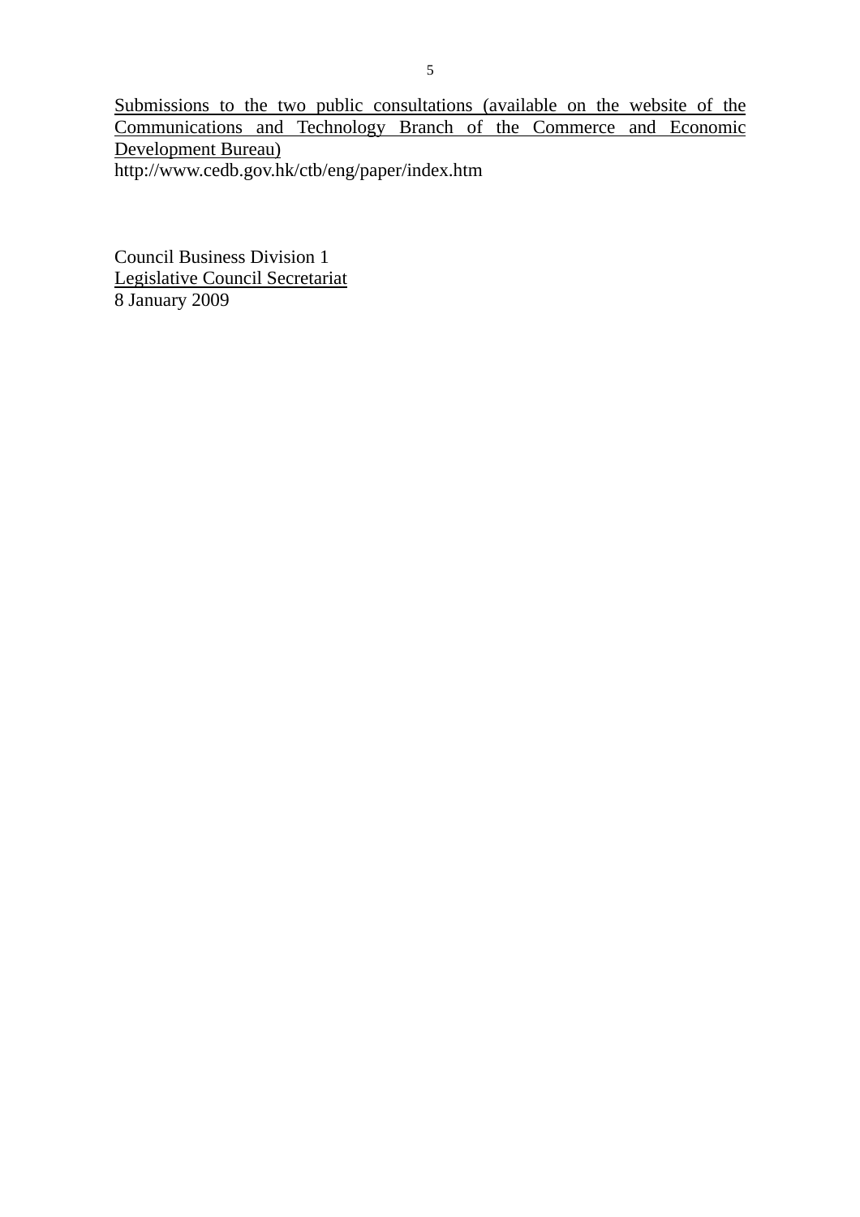Submissions to the two public consultations (available on the website of the Communications and Technology Branch of the Commerce and Economic Development Bureau)
http://www.cedb.gov.hk/ctb/eng/paper/index.htm

Council Business Division 1
Legislative Council Secretariat
8 January 2009